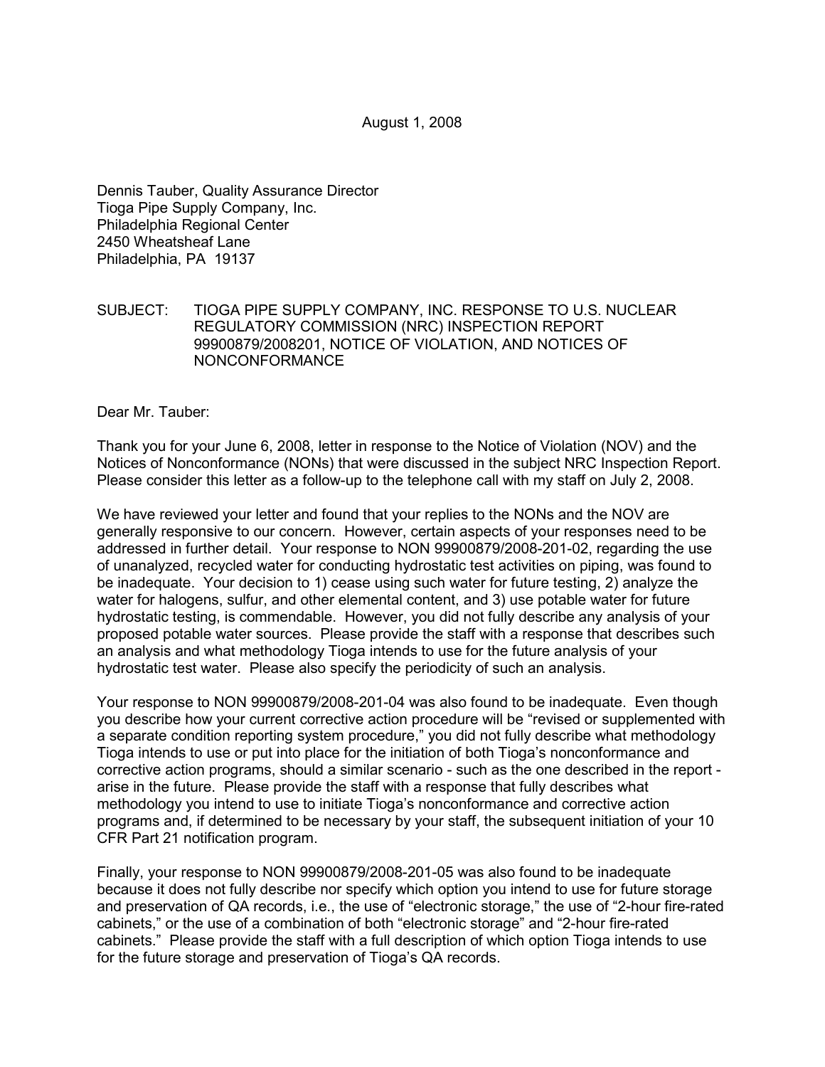August 1, 2008

Dennis Tauber, Quality Assurance Director
Tioga Pipe Supply Company, Inc.
Philadelphia Regional Center
2450 Wheatsheaf Lane
Philadelphia, PA 19137

SUBJECT: TIOGA PIPE SUPPLY COMPANY, INC. RESPONSE TO U.S. NUCLEAR REGULATORY COMMISSION (NRC) INSPECTION REPORT 99900879/2008201, NOTICE OF VIOLATION, AND NOTICES OF NONCONFORMANCE

Dear Mr. Tauber:

Thank you for your June 6, 2008, letter in response to the Notice of Violation (NOV) and the Notices of Nonconformance (NONs) that were discussed in the subject NRC Inspection Report. Please consider this letter as a follow-up to the telephone call with my staff on July 2, 2008.

We have reviewed your letter and found that your replies to the NONs and the NOV are generally responsive to our concern. However, certain aspects of your responses need to be addressed in further detail. Your response to NON 99900879/2008-201-02, regarding the use of unanalyzed, recycled water for conducting hydrostatic test activities on piping, was found to be inadequate. Your decision to 1) cease using such water for future testing, 2) analyze the water for halogens, sulfur, and other elemental content, and 3) use potable water for future hydrostatic testing, is commendable. However, you did not fully describe any analysis of your proposed potable water sources. Please provide the staff with a response that describes such an analysis and what methodology Tioga intends to use for the future analysis of your hydrostatic test water. Please also specify the periodicity of such an analysis.

Your response to NON 99900879/2008-201-04 was also found to be inadequate. Even though you describe how your current corrective action procedure will be "revised or supplemented with a separate condition reporting system procedure," you did not fully describe what methodology Tioga intends to use or put into place for the initiation of both Tioga's nonconformance and corrective action programs, should a similar scenario - such as the one described in the report - arise in the future. Please provide the staff with a response that fully describes what methodology you intend to use to initiate Tioga's nonconformance and corrective action programs and, if determined to be necessary by your staff, the subsequent initiation of your 10 CFR Part 21 notification program.

Finally, your response to NON 99900879/2008-201-05 was also found to be inadequate because it does not fully describe nor specify which option you intend to use for future storage and preservation of QA records, i.e., the use of "electronic storage," the use of "2-hour fire-rated cabinets," or the use of a combination of both "electronic storage" and "2-hour fire-rated cabinets." Please provide the staff with a full description of which option Tioga intends to use for the future storage and preservation of Tioga's QA records.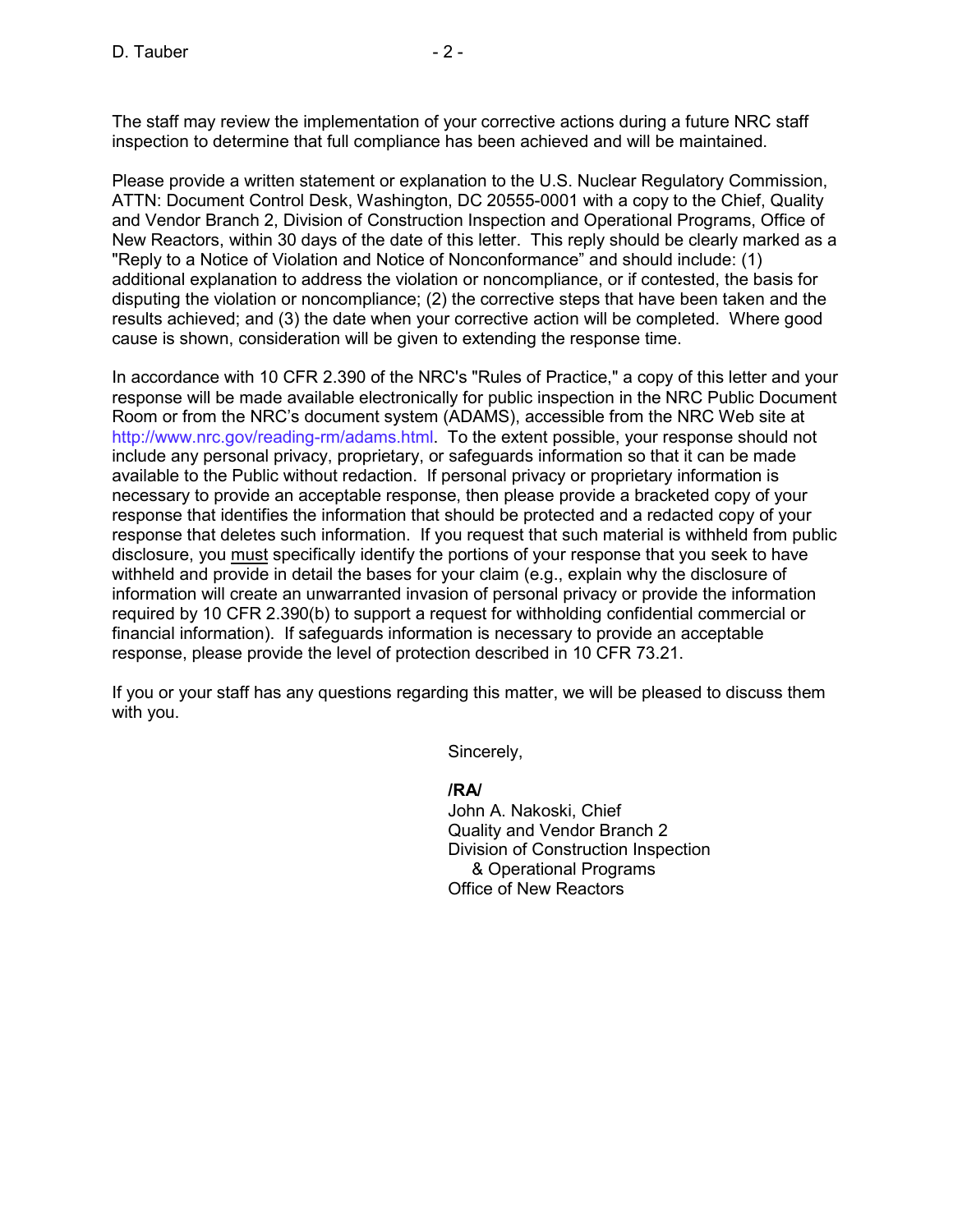The staff may review the implementation of your corrective actions during a future NRC staff inspection to determine that full compliance has been achieved and will be maintained.

Please provide a written statement or explanation to the U.S. Nuclear Regulatory Commission, ATTN: Document Control Desk, Washington, DC 20555-0001 with a copy to the Chief, Quality and Vendor Branch 2, Division of Construction Inspection and Operational Programs, Office of New Reactors, within 30 days of the date of this letter. This reply should be clearly marked as a "Reply to a Notice of Violation and Notice of Nonconformance" and should include: (1) additional explanation to address the violation or noncompliance, or if contested, the basis for disputing the violation or noncompliance; (2) the corrective steps that have been taken and the results achieved; and (3) the date when your corrective action will be completed. Where good cause is shown, consideration will be given to extending the response time.

In accordance with 10 CFR 2.390 of the NRC's "Rules of Practice," a copy of this letter and your response will be made available electronically for public inspection in the NRC Public Document Room or from the NRC's document system (ADAMS), accessible from the NRC Web site at http://www.nrc.gov/reading-rm/adams.html. To the extent possible, your response should not include any personal privacy, proprietary, or safeguards information so that it can be made available to the Public without redaction. If personal privacy or proprietary information is necessary to provide an acceptable response, then please provide a bracketed copy of your response that identifies the information that should be protected and a redacted copy of your response that deletes such information. If you request that such material is withheld from public disclosure, you must specifically identify the portions of your response that you seek to have withheld and provide in detail the bases for your claim (e.g., explain why the disclosure of information will create an unwarranted invasion of personal privacy or provide the information required by 10 CFR 2.390(b) to support a request for withholding confidential commercial or financial information). If safeguards information is necessary to provide an acceptable response, please provide the level of protection described in 10 CFR 73.21.

If you or your staff has any questions regarding this matter, we will be pleased to discuss them with you.

Sincerely,

**/RA/**
John A. Nakoski, Chief
Quality and Vendor Branch 2
Division of Construction Inspection
& Operational Programs
Office of New Reactors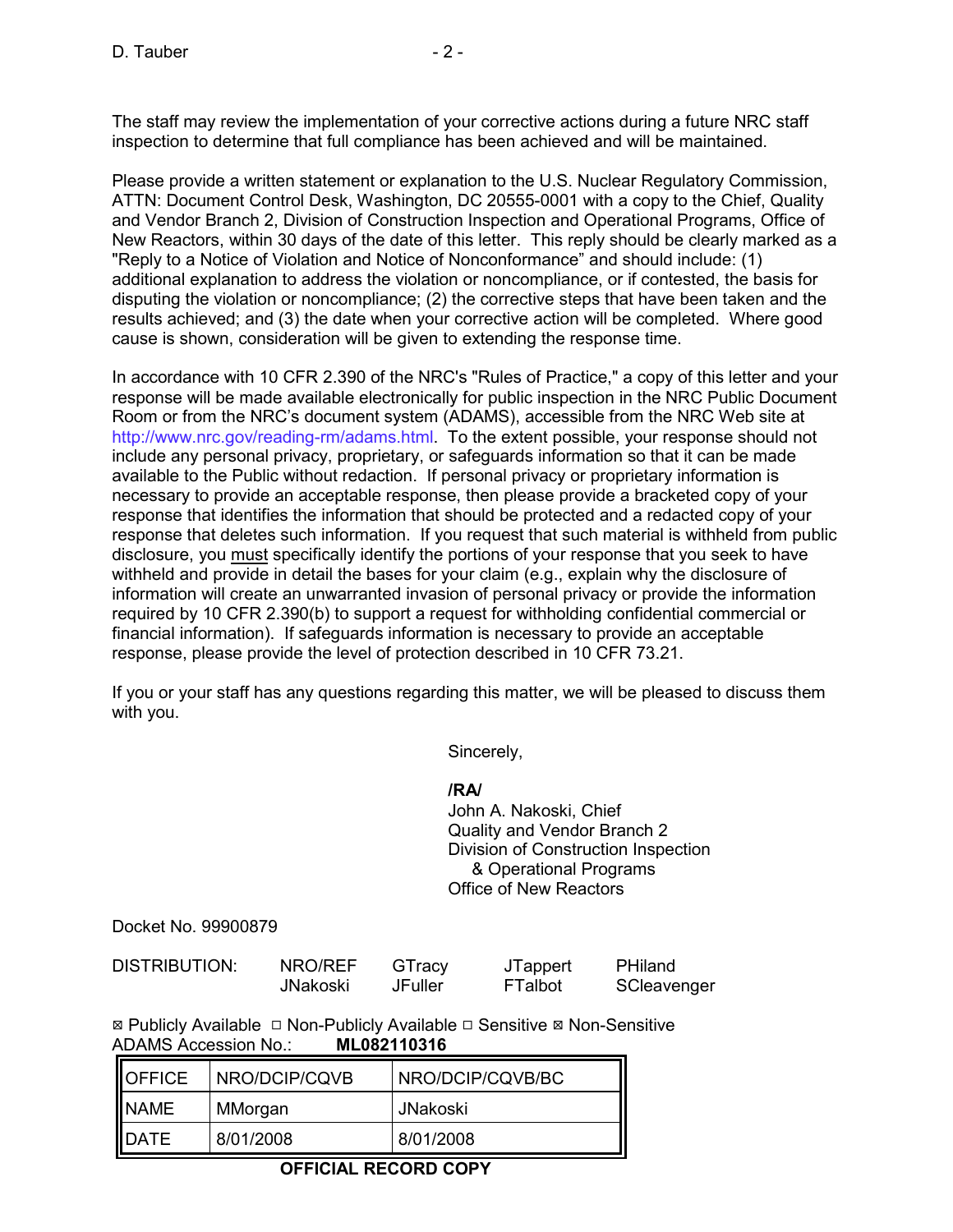The staff may review the implementation of your corrective actions during a future NRC staff inspection to determine that full compliance has been achieved and will be maintained.

Please provide a written statement or explanation to the U.S. Nuclear Regulatory Commission, ATTN: Document Control Desk, Washington, DC 20555-0001 with a copy to the Chief, Quality and Vendor Branch 2, Division of Construction Inspection and Operational Programs, Office of New Reactors, within 30 days of the date of this letter. This reply should be clearly marked as a "Reply to a Notice of Violation and Notice of Nonconformance" and should include: (1) additional explanation to address the violation or noncompliance, or if contested, the basis for disputing the violation or noncompliance; (2) the corrective steps that have been taken and the results achieved; and (3) the date when your corrective action will be completed. Where good cause is shown, consideration will be given to extending the response time.

In accordance with 10 CFR 2.390 of the NRC's "Rules of Practice," a copy of this letter and your response will be made available electronically for public inspection in the NRC Public Document Room or from the NRC's document system (ADAMS), accessible from the NRC Web site at http://www.nrc.gov/reading-rm/adams.html. To the extent possible, your response should not include any personal privacy, proprietary, or safeguards information so that it can be made available to the Public without redaction. If personal privacy or proprietary information is necessary to provide an acceptable response, then please provide a bracketed copy of your response that identifies the information that should be protected and a redacted copy of your response that deletes such information. If you request that such material is withheld from public disclosure, you must specifically identify the portions of your response that you seek to have withheld and provide in detail the bases for your claim (e.g., explain why the disclosure of information will create an unwarranted invasion of personal privacy or provide the information required by 10 CFR 2.390(b) to support a request for withholding confidential commercial or financial information). If safeguards information is necessary to provide an acceptable response, please provide the level of protection described in 10 CFR 73.21.

If you or your staff has any questions regarding this matter, we will be pleased to discuss them with you.

Sincerely,

**/RA/**
John A. Nakoski, Chief
Quality and Vendor Branch 2
Division of Construction Inspection & Operational Programs
Office of New Reactors

Docket No. 99900879

| DISTRIBUTION: | NRO/REF | GTracy | JTappert | PHiland |
|---|---|---|---|---|
| | JNakoski | JFuller | FTalbot | SCleavenger |

☒ Publicly Available ☐ Non-Publicly Available ☐ Sensitive ☒ Non-Sensitive
ADAMS Accession No.: **ML082110316**

| OFFICE | NRO/DCIP/CQVB | NRO/DCIP/CQVB/BC |
|---|---|---|
| NAME | MMorgan | JNakoski |
| DATE | 8/01/2008 | 8/01/2008 |

**OFFICIAL RECORD COPY**